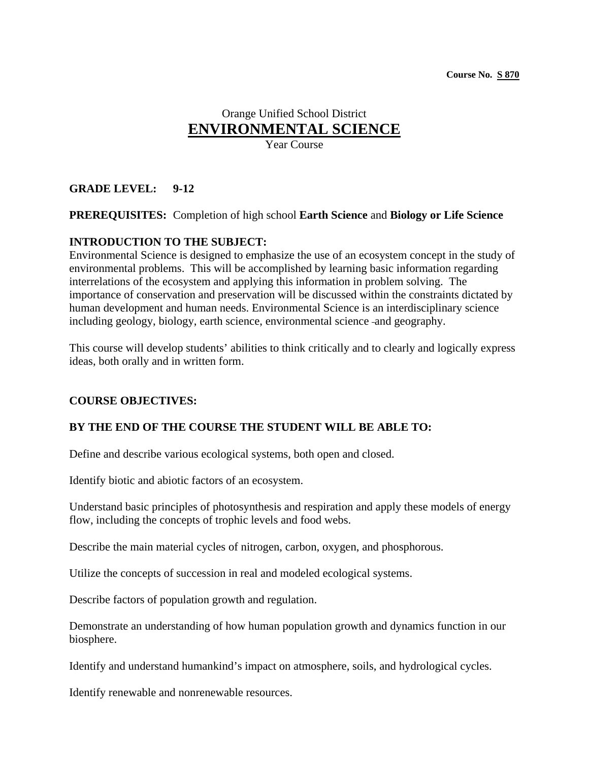**Course No. S 870**

# Orange Unified School District
# ENVIRONMENTAL SCIENCE
Year Course

**GRADE LEVEL: 9-12**

**PREREQUISITES:** Completion of high school **Earth Science** and **Biology or Life Science**

**INTRODUCTION TO THE SUBJECT:**
Environmental Science is designed to emphasize the use of an ecosystem concept in the study of environmental problems. This will be accomplished by learning basic information regarding interrelations of the ecosystem and applying this information in problem solving. The importance of conservation and preservation will be discussed within the constraints dictated by human development and human needs. Environmental Science is an interdisciplinary science including geology, biology, earth science, environmental science and geography.

This course will develop students' abilities to think critically and to clearly and logically express ideas, both orally and in written form.

**COURSE OBJECTIVES:**

**BY THE END OF THE COURSE THE STUDENT WILL BE ABLE TO:**

Define and describe various ecological systems, both open and closed.

Identify biotic and abiotic factors of an ecosystem.

Understand basic principles of photosynthesis and respiration and apply these models of energy flow, including the concepts of trophic levels and food webs.

Describe the main material cycles of nitrogen, carbon, oxygen, and phosphorous.

Utilize the concepts of succession in real and modeled ecological systems.

Describe factors of population growth and regulation.

Demonstrate an understanding of how human population growth and dynamics function in our biosphere.

Identify and understand humankind's impact on atmosphere, soils, and hydrological cycles.

Identify renewable and nonrenewable resources.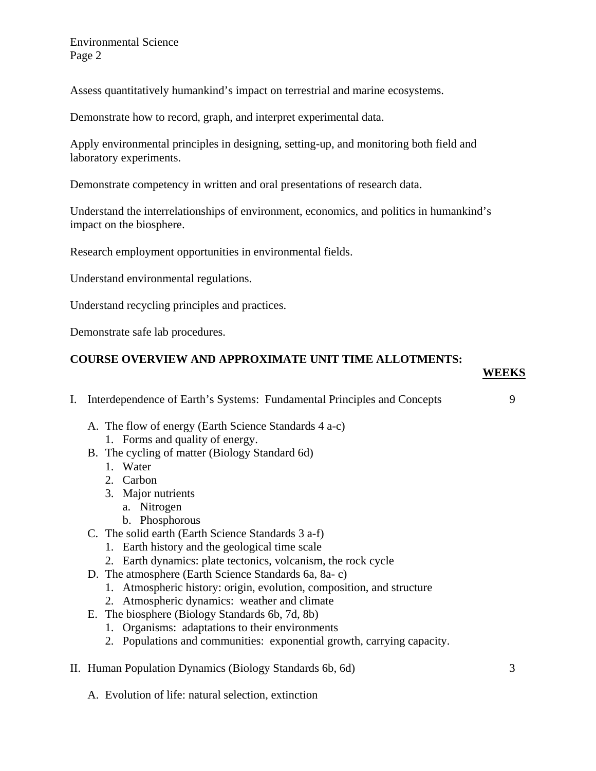Assess quantitatively humankind's impact on terrestrial and marine ecosystems.

Demonstrate how to record, graph, and interpret experimental data.

Apply environmental principles in designing, setting-up, and monitoring both field and laboratory experiments.

Demonstrate competency in written and oral presentations of research data.

Understand the interrelationships of environment, economics, and politics in humankind's impact on the biosphere.

Research employment opportunities in environmental fields.

Understand environmental regulations.

Understand recycling principles and practices.

Demonstrate safe lab procedures.

**COURSE OVERVIEW AND APPROXIMATE UNIT TIME ALLOTMENTS:**

| | **WEEKS** |
|---|---|
| I. Interdependence of Earth's Systems: Fundamental Principles and Concepts | 9 |

- A. The flow of energy (Earth Science Standards 4 a-c)
  1. Forms and quality of energy.
- B. The cycling of matter (Biology Standard 6d)
  1. Water
  2. Carbon
  3. Major nutrients
     a. Nitrogen
     b. Phosphorous
- C. The solid earth (Earth Science Standards 3 a-f)
  1. Earth history and the geological time scale
  2. Earth dynamics: plate tectonics, volcanism, the rock cycle
- D. The atmosphere (Earth Science Standards 6a, 8a- c)
  1. Atmospheric history: origin, evolution, composition, and structure
  2. Atmospheric dynamics: weather and climate
- E. The biosphere (Biology Standards 6b, 7d, 8b)
  1. Organisms: adaptations to their environments
  2. Populations and communities: exponential growth, carrying capacity.

| | |
|---|---|
| II. Human Population Dynamics (Biology Standards 6b, 6d) | 3 |

- A. Evolution of life: natural selection, extinction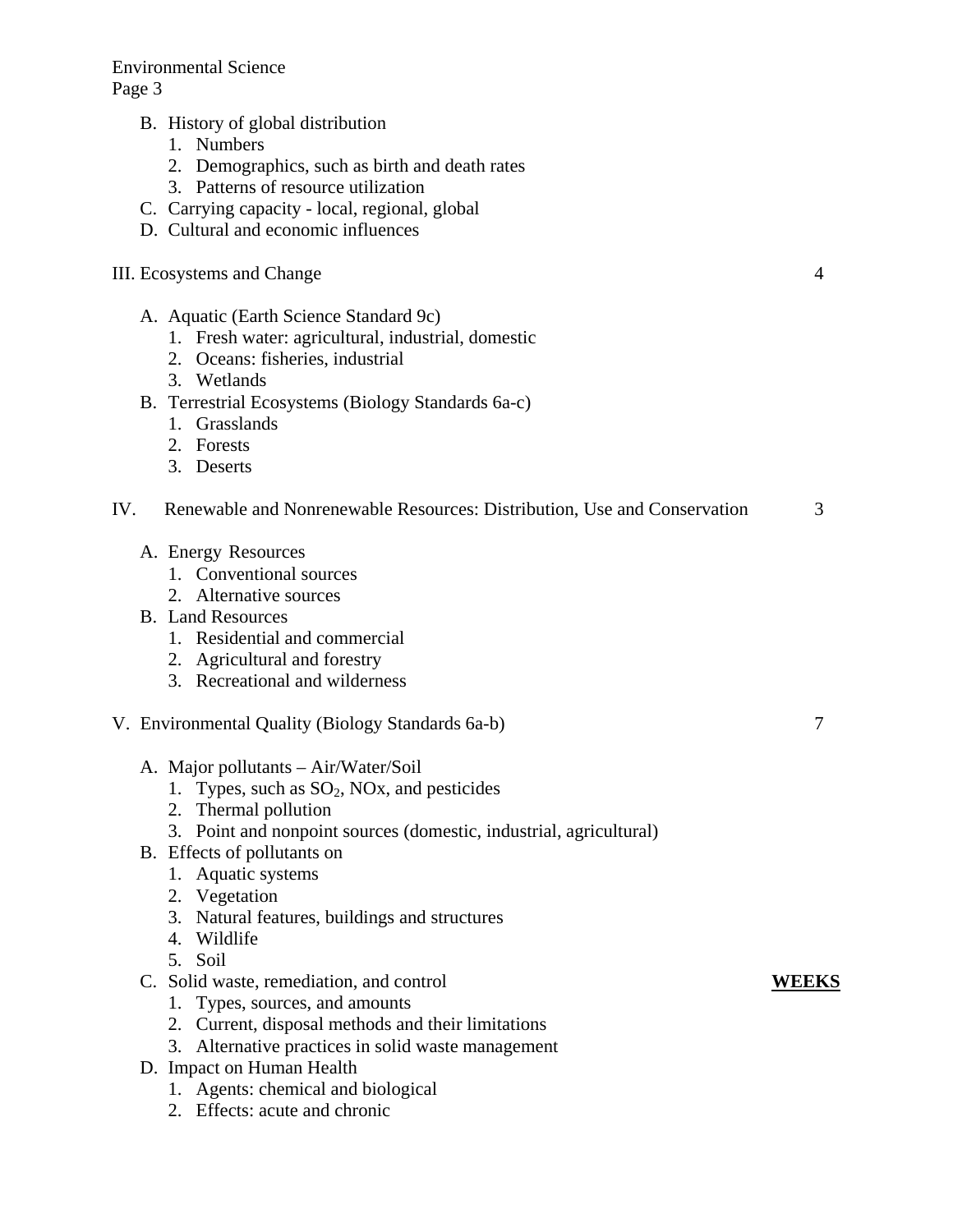B. History of global distribution
   1. Numbers
   2. Demographics, such as birth and death rates
   3. Patterns of resource utilization

C. Carrying capacity - local, regional, global

D. Cultural and economic influences

III. Ecosystems and Change — 4

A. Aquatic (Earth Science Standard 9c)
   1. Fresh water: agricultural, industrial, domestic
   2. Oceans: fisheries, industrial
   3. Wetlands

B. Terrestrial Ecosystems (Biology Standards 6a-c)
   1. Grasslands
   2. Forests
   3. Deserts

IV. Renewable and Nonrenewable Resources: Distribution, Use and Conservation — 3

A. Energy Resources
   1. Conventional sources
   2. Alternative sources

B. Land Resources
   1. Residential and commercial
   2. Agricultural and forestry
   3. Recreational and wilderness

V. Environmental Quality (Biology Standards 6a-b) — 7

A. Major pollutants – Air/Water/Soil
   1. Types, such as $SO_2$, NOx, and pesticides
   2. Thermal pollution
   3. Point and nonpoint sources (domestic, industrial, agricultural)

B. Effects of pollutants on
   1. Aquatic systems
   2. Vegetation
   3. Natural features, buildings and structures
   4. Wildlife
   5. Soil

C. Solid waste, remediation, and control — **WEEKS**
   1. Types, sources, and amounts
   2. Current, disposal methods and their limitations
   3. Alternative practices in solid waste management

D. Impact on Human Health
   1. Agents: chemical and biological
   2. Effects: acute and chronic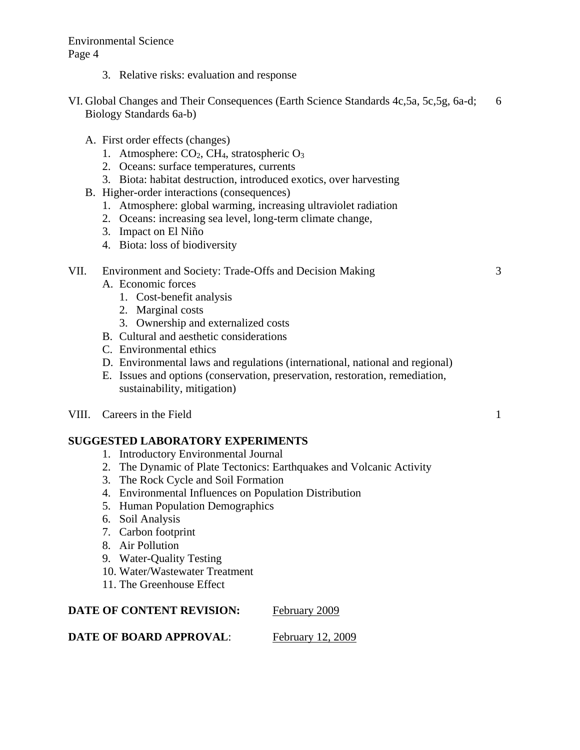3. Relative risks: evaluation and response

VI. Global Changes and Their Consequences (Earth Science Standards 4c,5a, 5c,5g, 6a-d; Biology Standards 6a-b) 6

A. First order effects (changes)
   1. Atmosphere: $CO_2$, $CH_4$, stratospheric $O_3$
   2. Oceans: surface temperatures, currents
   3. Biota: habitat destruction, introduced exotics, over harvesting
B. Higher-order interactions (consequences)
   1. Atmosphere: global warming, increasing ultraviolet radiation
   2. Oceans: increasing sea level, long-term climate change,
   3. Impact on El Niño
   4. Biota: loss of biodiversity

VII. Environment and Society: Trade-Offs and Decision Making 3

A. Economic forces
   1. Cost-benefit analysis
   2. Marginal costs
   3. Ownership and externalized costs
B. Cultural and aesthetic considerations
C. Environmental ethics
D. Environmental laws and regulations (international, national and regional)
E. Issues and options (conservation, preservation, restoration, remediation, sustainability, mitigation)

VIII. Careers in the Field 1

**SUGGESTED LABORATORY EXPERIMENTS**

1. Introductory Environmental Journal
2. The Dynamic of Plate Tectonics: Earthquakes and Volcanic Activity
3. The Rock Cycle and Soil Formation
4. Environmental Influences on Population Distribution
5. Human Population Demographics
6. Soil Analysis
7. Carbon footprint
8. Air Pollution
9. Water-Quality Testing
10. Water/Wastewater Treatment
11. The Greenhouse Effect

**DATE OF CONTENT REVISION:** February 2009

**DATE OF BOARD APPROVAL**: February 12, 2009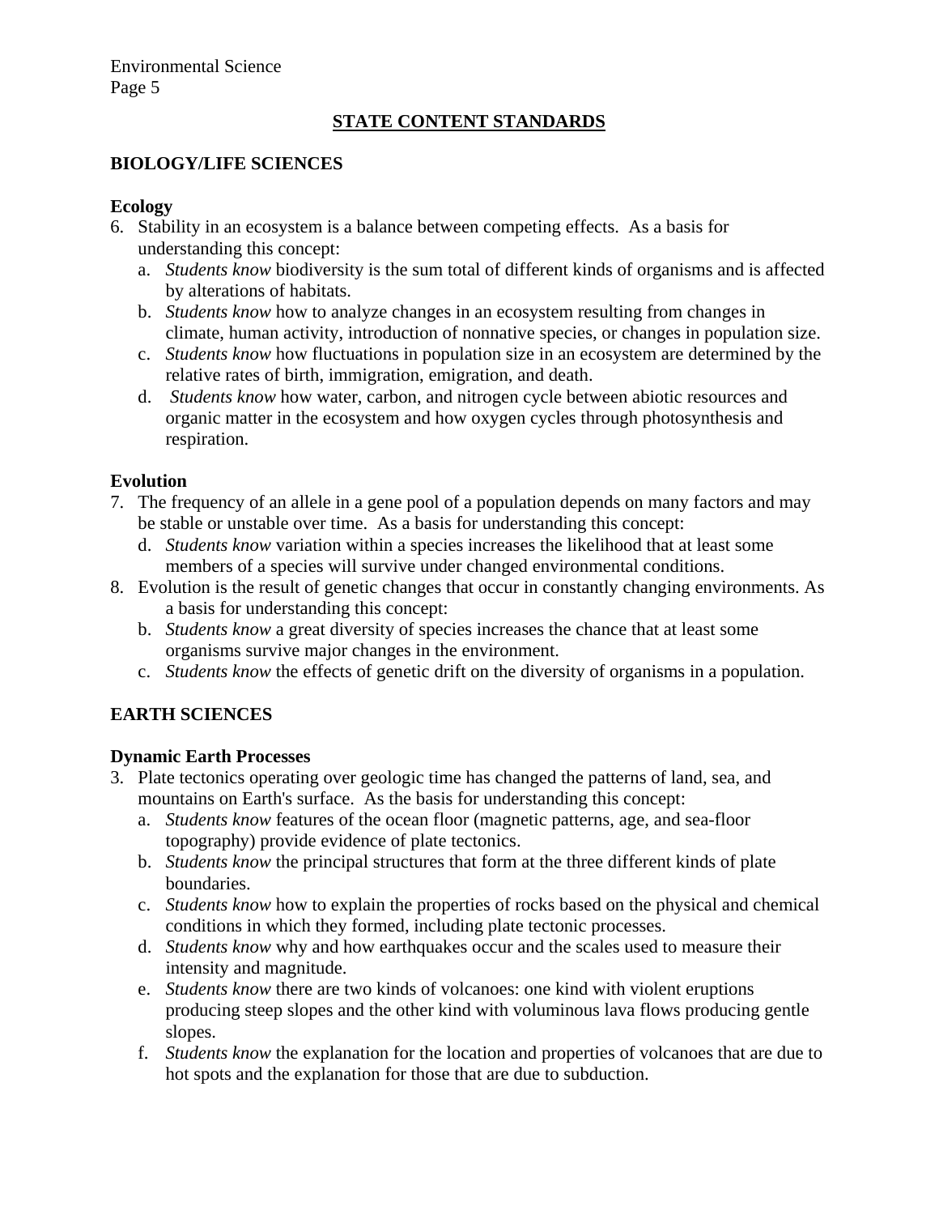## STATE CONTENT STANDARDS

### BIOLOGY/LIFE SCIENCES

**Ecology**

6. Stability in an ecosystem is a balance between competing effects. As a basis for understanding this concept:
   a. *Students know* biodiversity is the sum total of different kinds of organisms and is affected by alterations of habitats.
   b. *Students know* how to analyze changes in an ecosystem resulting from changes in climate, human activity, introduction of nonnative species, or changes in population size.
   c. *Students know* how fluctuations in population size in an ecosystem are determined by the relative rates of birth, immigration, emigration, and death.
   d. *Students know* how water, carbon, and nitrogen cycle between abiotic resources and organic matter in the ecosystem and how oxygen cycles through photosynthesis and respiration.

**Evolution**

7. The frequency of an allele in a gene pool of a population depends on many factors and may be stable or unstable over time. As a basis for understanding this concept:
   d. *Students know* variation within a species increases the likelihood that at least some members of a species will survive under changed environmental conditions.
8. Evolution is the result of genetic changes that occur in constantly changing environments. As a basis for understanding this concept:
   b. *Students know* a great diversity of species increases the chance that at least some organisms survive major changes in the environment.
   c. *Students know* the effects of genetic drift on the diversity of organisms in a population.

### EARTH SCIENCES

**Dynamic Earth Processes**

3. Plate tectonics operating over geologic time has changed the patterns of land, sea, and mountains on Earth's surface. As the basis for understanding this concept:
   a. *Students know* features of the ocean floor (magnetic patterns, age, and sea-floor topography) provide evidence of plate tectonics.
   b. *Students know* the principal structures that form at the three different kinds of plate boundaries.
   c. *Students know* how to explain the properties of rocks based on the physical and chemical conditions in which they formed, including plate tectonic processes.
   d. *Students know* why and how earthquakes occur and the scales used to measure their intensity and magnitude.
   e. *Students know* there are two kinds of volcanoes: one kind with violent eruptions producing steep slopes and the other kind with voluminous lava flows producing gentle slopes.
   f. *Students know* the explanation for the location and properties of volcanoes that are due to hot spots and the explanation for those that are due to subduction.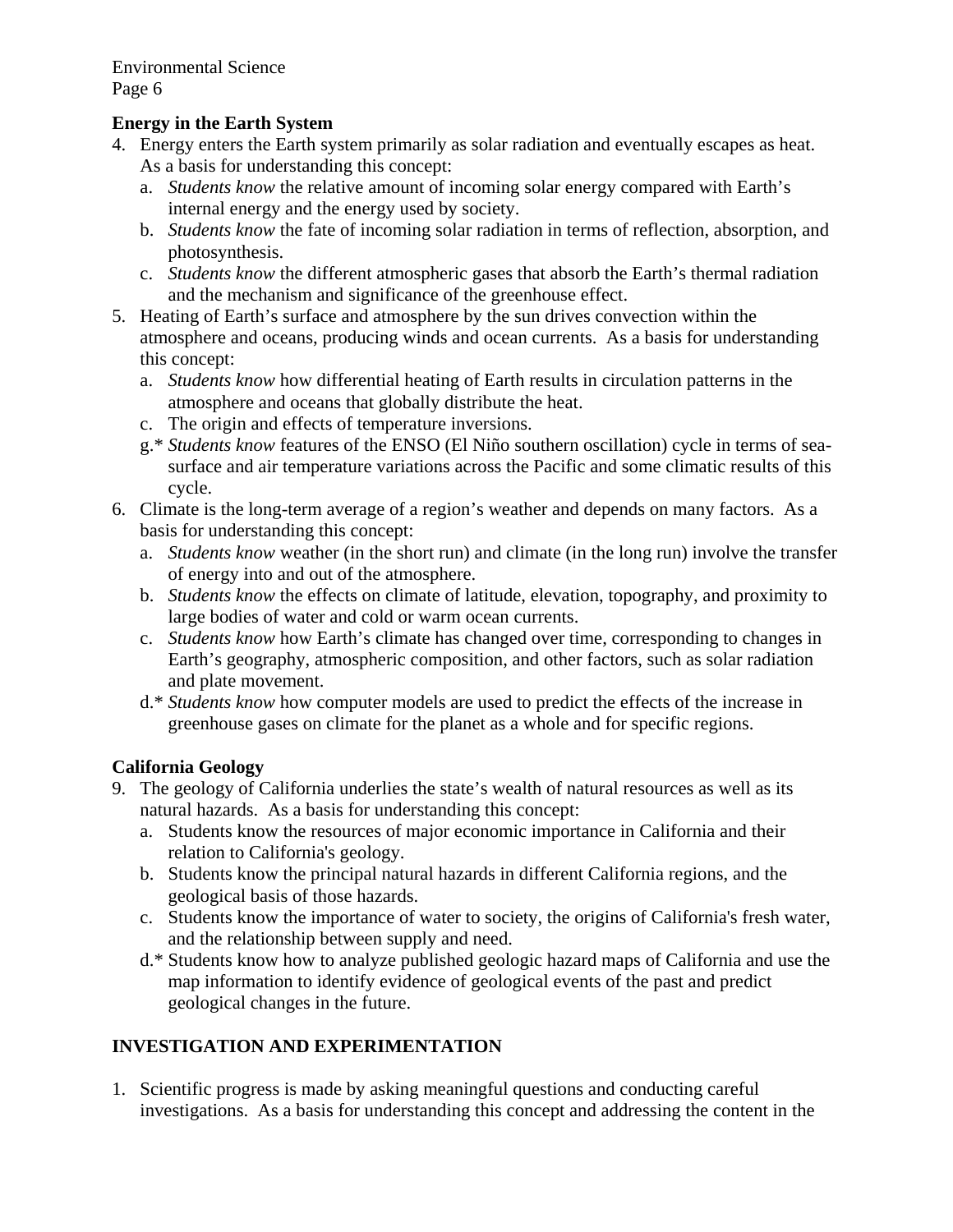**Energy in the Earth System**

4. Energy enters the Earth system primarily as solar radiation and eventually escapes as heat. As a basis for understanding this concept:
   a. *Students know* the relative amount of incoming solar energy compared with Earth's internal energy and the energy used by society.
   b. *Students know* the fate of incoming solar radiation in terms of reflection, absorption, and photosynthesis.
   c. *Students know* the different atmospheric gases that absorb the Earth's thermal radiation and the mechanism and significance of the greenhouse effect.
5. Heating of Earth's surface and atmosphere by the sun drives convection within the atmosphere and oceans, producing winds and ocean currents. As a basis for understanding this concept:
   a. *Students know* how differential heating of Earth results in circulation patterns in the atmosphere and oceans that globally distribute the heat.
   c. The origin and effects of temperature inversions.
   g.* *Students know* features of the ENSO (El Niño southern oscillation) cycle in terms of sea-surface and air temperature variations across the Pacific and some climatic results of this cycle.
6. Climate is the long-term average of a region's weather and depends on many factors. As a basis for understanding this concept:
   a. *Students know* weather (in the short run) and climate (in the long run) involve the transfer of energy into and out of the atmosphere.
   b. *Students know* the effects on climate of latitude, elevation, topography, and proximity to large bodies of water and cold or warm ocean currents.
   c. *Students know* how Earth's climate has changed over time, corresponding to changes in Earth's geography, atmospheric composition, and other factors, such as solar radiation and plate movement.
   d.* *Students know* how computer models are used to predict the effects of the increase in greenhouse gases on climate for the planet as a whole and for specific regions.

**California Geology**

9. The geology of California underlies the state's wealth of natural resources as well as its natural hazards. As a basis for understanding this concept:
   a. Students know the resources of major economic importance in California and their relation to California's geology.
   b. Students know the principal natural hazards in different California regions, and the geological basis of those hazards.
   c. Students know the importance of water to society, the origins of California's fresh water, and the relationship between supply and need.
   d.* Students know how to analyze published geologic hazard maps of California and use the map information to identify evidence of geological events of the past and predict geological changes in the future.

## INVESTIGATION AND EXPERIMENTATION

1. Scientific progress is made by asking meaningful questions and conducting careful investigations. As a basis for understanding this concept and addressing the content in the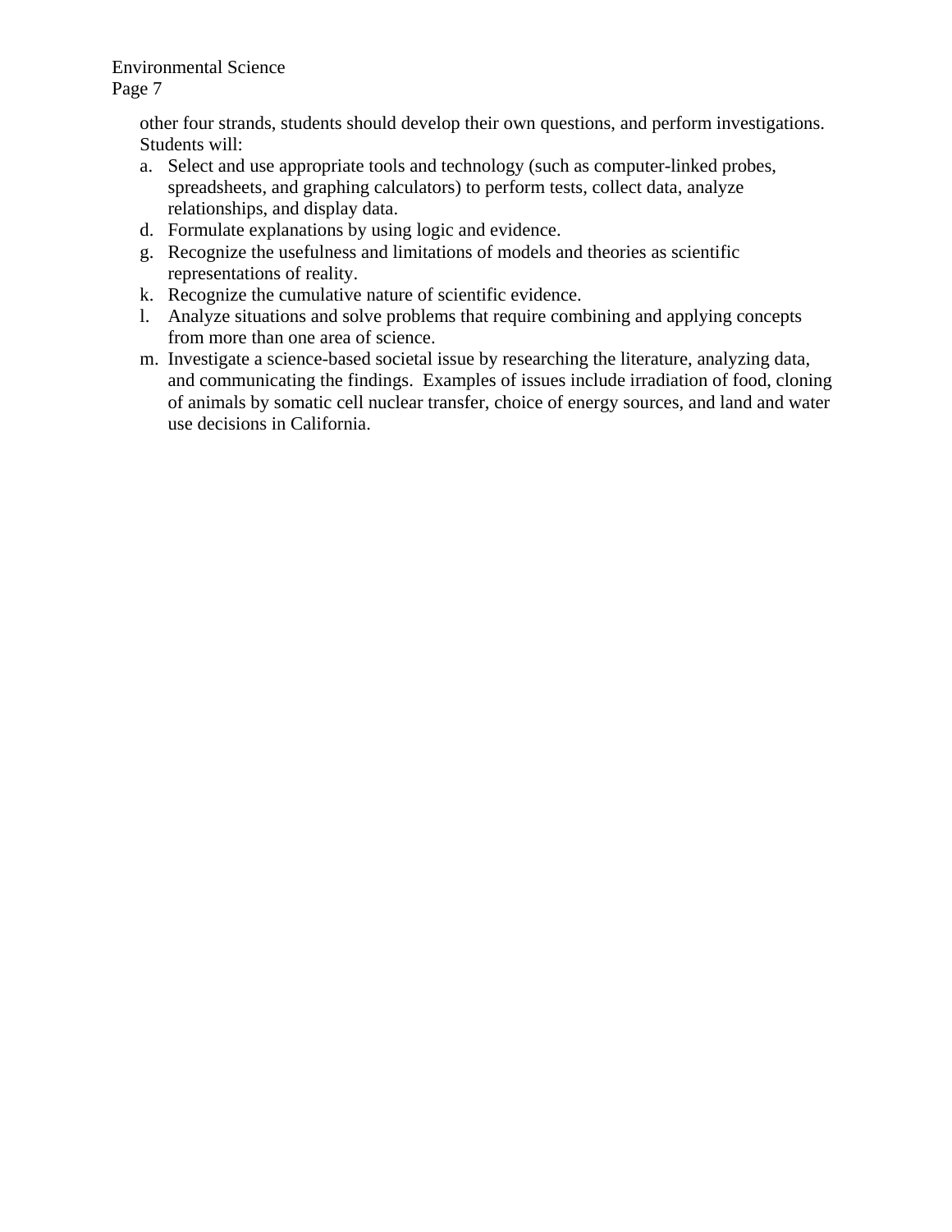other four strands, students should develop their own questions, and perform investigations. Students will:

a. Select and use appropriate tools and technology (such as computer-linked probes, spreadsheets, and graphing calculators) to perform tests, collect data, analyze relationships, and display data.
d. Formulate explanations by using logic and evidence.
g. Recognize the usefulness and limitations of models and theories as scientific representations of reality.
k. Recognize the cumulative nature of scientific evidence.
l. Analyze situations and solve problems that require combining and applying concepts from more than one area of science.
m. Investigate a science-based societal issue by researching the literature, analyzing data, and communicating the findings. Examples of issues include irradiation of food, cloning of animals by somatic cell nuclear transfer, choice of energy sources, and land and water use decisions in California.